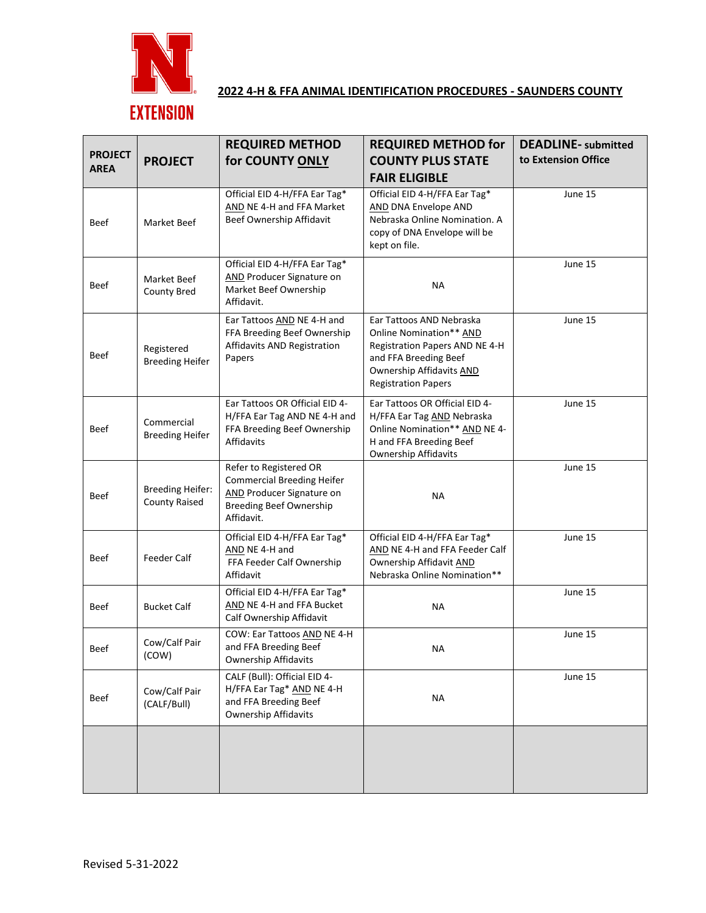EXTENSION

## 2022 4-H & FFA ANIMAL IDENTIFICATION PROCEDURES - SAUNDERS COUNTY

| PROJECT AREA | PROJECT | REQUIRED METHOD for COUNTY ONLY | REQUIRED METHOD for COUNTY PLUS STATE FAIR ELIGIBLE | DEADLINE- submitted to Extension Office |
|---|---|---|---|---|
| Beef | Market Beef | Official EID 4-H/FFA Ear Tag* AND NE 4-H and FFA Market Beef Ownership Affidavit | Official EID 4-H/FFA Ear Tag* AND DNA Envelope AND Nebraska Online Nomination. A copy of DNA Envelope will be kept on file. | June 15 |
| Beef | Market Beef County Bred | Official EID 4-H/FFA Ear Tag* AND Producer Signature on Market Beef Ownership Affidavit. | NA | June 15 |
| Beef | Registered Breeding Heifer | Ear Tattoos AND NE 4-H and FFA Breeding Beef Ownership Affidavits AND Registration Papers | Ear Tattoos AND Nebraska Online Nomination** AND Registration Papers AND NE 4-H and FFA Breeding Beef Ownership Affidavits AND Registration Papers | June 15 |
| Beef | Commercial Breeding Heifer | Ear Tattoos OR Official EID 4-H/FFA Ear Tag AND NE 4-H and FFA Breeding Beef Ownership Affidavits | Ear Tattoos OR Official EID 4-H/FFA Ear Tag AND Nebraska Online Nomination** AND NE 4-H and FFA Breeding Beef Ownership Affidavits | June 15 |
| Beef | Breeding Heifer: County Raised | Refer to Registered OR Commercial Breeding Heifer AND Producer Signature on Breeding Beef Ownership Affidavit. | NA | June 15 |
| Beef | Feeder Calf | Official EID 4-H/FFA Ear Tag* AND NE 4-H and FFA Feeder Calf Ownership Affidavit | Official EID 4-H/FFA Ear Tag* AND NE 4-H and FFA Feeder Calf Ownership Affidavit AND Nebraska Online Nomination** | June 15 |
| Beef | Bucket Calf | Official EID 4-H/FFA Ear Tag* AND NE 4-H and FFA Bucket Calf Ownership Affidavit | NA | June 15 |
| Beef | Cow/Calf Pair (COW) | COW: Ear Tattoos AND NE 4-H and FFA Breeding Beef Ownership Affidavits | NA | June 15 |
| Beef | Cow/Calf Pair (CALF/Bull) | CALF (Bull): Official EID 4-H/FFA Ear Tag* AND NE 4-H and FFA Breeding Beef Ownership Affidavits | NA | June 15 |
| | | | | |

Revised 5-31-2022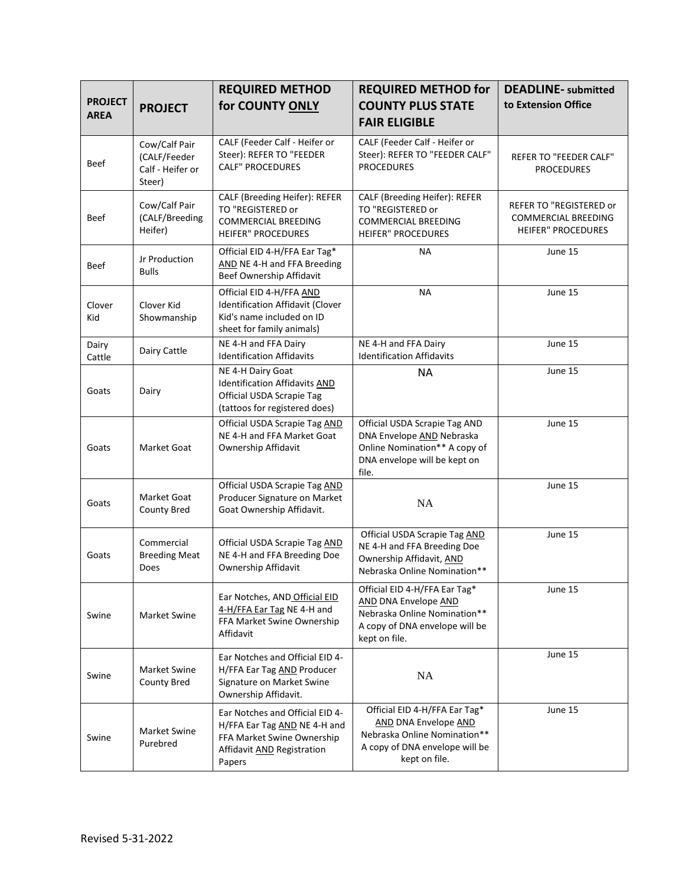| PROJECT AREA | PROJECT | REQUIRED METHOD for COUNTY ONLY | REQUIRED METHOD for COUNTY PLUS STATE FAIR ELIGIBLE | DEADLINE- submitted to Extension Office |
|---|---|---|---|---|
| Beef | Cow/Calf Pair (CALF/Feeder Calf - Heifer or Steer) | CALF (Feeder Calf - Heifer or Steer): REFER TO "FEEDER CALF" PROCEDURES | CALF (Feeder Calf - Heifer or Steer): REFER TO "FEEDER CALF" PROCEDURES | REFER TO "FEEDER CALF" PROCEDURES |
| Beef | Cow/Calf Pair (CALF/Breeding Heifer) | CALF (Breeding Heifer): REFER TO "REGISTERED or COMMERCIAL BREEDING HEIFER" PROCEDURES | CALF (Breeding Heifer): REFER TO "REGISTERED or COMMERCIAL BREEDING HEIFER" PROCEDURES | REFER TO "REGISTERED or COMMERCIAL BREEDING HEIFER" PROCEDURES |
| Beef | Jr Production Bulls | Official EID 4-H/FFA Ear Tag* AND NE 4-H and FFA Breeding Beef Ownership Affidavit | NA | June 15 |
| Clover Kid | Clover Kid Showmanship | Official EID 4-H/FFA AND Identification Affidavit (Clover Kid's name included on ID sheet for family animals) | NA | June 15 |
| Dairy Cattle | Dairy Cattle | NE 4-H and FFA Dairy Identification Affidavits | NE 4-H and FFA Dairy Identification Affidavits | June 15 |
| Goats | Dairy | NE 4-H Dairy Goat Identification Affidavits AND Official USDA Scrapie Tag (tattoos for registered does) | NA | June 15 |
| Goats | Market Goat | Official USDA Scrapie Tag AND NE 4-H and FFA Market Goat Ownership Affidavit | Official USDA Scrapie Tag AND DNA Envelope AND Nebraska Online Nomination** A copy of DNA envelope will be kept on file. | June 15 |
| Goats | Market Goat County Bred | Official USDA Scrapie Tag AND Producer Signature on Market Goat Ownership Affidavit. | NA | June 15 |
| Goats | Commercial Breeding Meat Does | Official USDA Scrapie Tag AND NE 4-H and FFA Breeding Doe Ownership Affidavit | Official USDA Scrapie Tag AND NE 4-H and FFA Breeding Doe Ownership Affidavit, AND Nebraska Online Nomination** | June 15 |
| Swine | Market Swine | Ear Notches, AND Official EID 4-H/FFA Ear Tag NE 4-H and FFA Market Swine Ownership Affidavit | Official EID 4-H/FFA Ear Tag* AND DNA Envelope AND Nebraska Online Nomination** A copy of DNA envelope will be kept on file. | June 15 |
| Swine | Market Swine County Bred | Ear Notches and Official EID 4-H/FFA Ear Tag AND Producer Signature on Market Swine Ownership Affidavit. | NA | June 15 |
| Swine | Market Swine Purebred | Ear Notches and Official EID 4-H/FFA Ear Tag AND NE 4-H and FFA Market Swine Ownership Affidavit AND Registration Papers | Official EID 4-H/FFA Ear Tag* AND DNA Envelope AND Nebraska Online Nomination** A copy of DNA envelope will be kept on file. | June 15 |

Revised 5-31-2022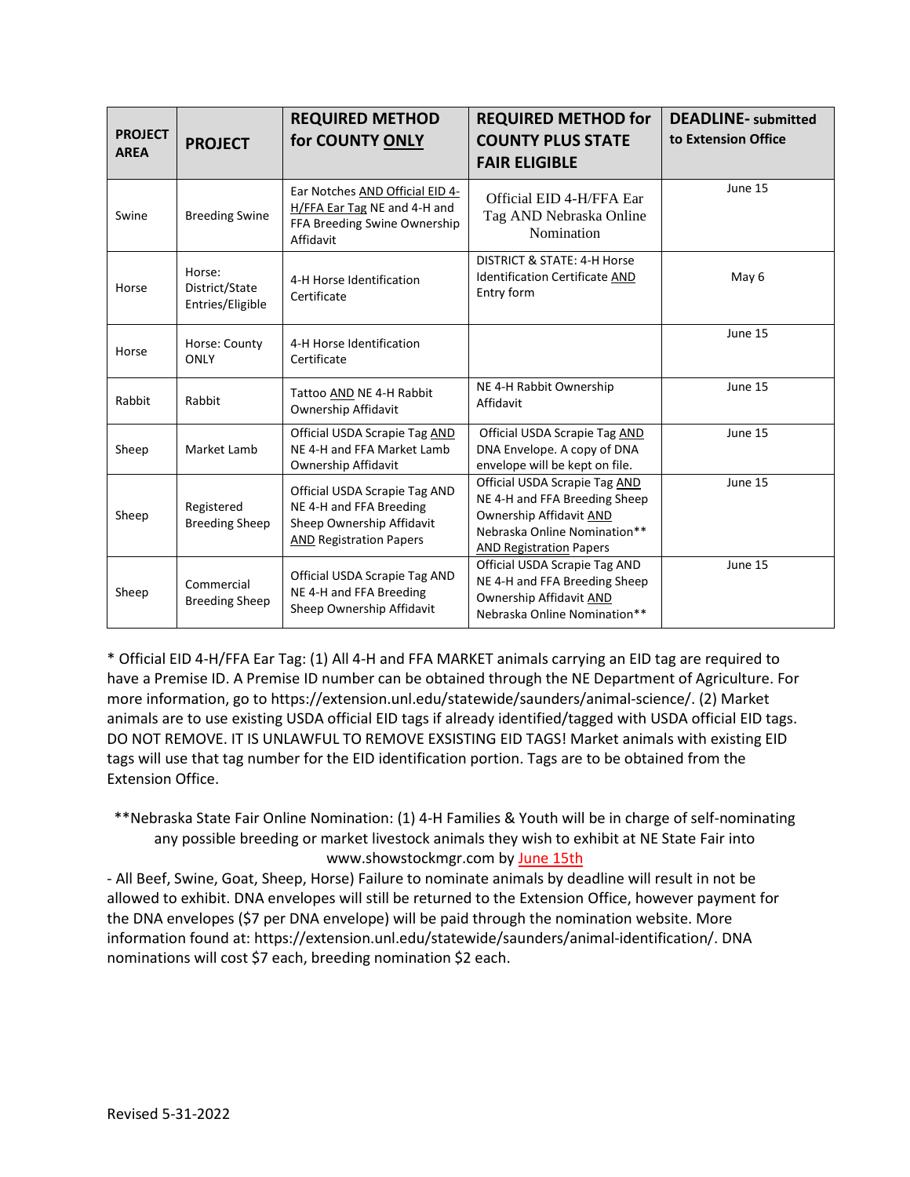| PROJECT AREA | PROJECT | REQUIRED METHOD for COUNTY ONLY | REQUIRED METHOD for COUNTY PLUS STATE FAIR ELIGIBLE | DEADLINE- submitted to Extension Office |
|---|---|---|---|---|
| Swine | Breeding Swine | Ear Notches AND Official EID 4-H/FFA Ear Tag NE and 4-H and FFA Breeding Swine Ownership Affidavit | Official EID 4-H/FFA Ear Tag AND Nebraska Online Nomination | June 15 |
| Horse | Horse: District/State Entries/Eligible | 4-H Horse Identification Certificate | DISTRICT & STATE: 4-H Horse Identification Certificate AND Entry form | May 6 |
| Horse | Horse: County ONLY | 4-H Horse Identification Certificate | | June 15 |
| Rabbit | Rabbit | Tattoo AND NE 4-H Rabbit Ownership Affidavit | NE 4-H Rabbit Ownership Affidavit | June 15 |
| Sheep | Market Lamb | Official USDA Scrapie Tag AND NE 4-H and FFA Market Lamb Ownership Affidavit | Official USDA Scrapie Tag AND DNA Envelope. A copy of DNA envelope will be kept on file. | June 15 |
| Sheep | Registered Breeding Sheep | Official USDA Scrapie Tag AND NE 4-H and FFA Breeding Sheep Ownership Affidavit AND Registration Papers | Official USDA Scrapie Tag AND NE 4-H and FFA Breeding Sheep Ownership Affidavit AND Nebraska Online Nomination** AND Registration Papers | June 15 |
| Sheep | Commercial Breeding Sheep | Official USDA Scrapie Tag AND NE 4-H and FFA Breeding Sheep Ownership Affidavit | Official USDA Scrapie Tag AND NE 4-H and FFA Breeding Sheep Ownership Affidavit AND Nebraska Online Nomination** | June 15 |

* Official EID 4-H/FFA Ear Tag: (1) All 4-H and FFA MARKET animals carrying an EID tag are required to have a Premise ID. A Premise ID number can be obtained through the NE Department of Agriculture. For more information, go to https://extension.unl.edu/statewide/saunders/animal-science/. (2) Market animals are to use existing USDA official EID tags if already identified/tagged with USDA official EID tags. DO NOT REMOVE. IT IS UNLAWFUL TO REMOVE EXSISTING EID TAGS! Market animals with existing EID tags will use that tag number for the EID identification portion. Tags are to be obtained from the Extension Office.

**Nebraska State Fair Online Nomination: (1) 4-H Families & Youth will be in charge of self-nominating any possible breeding or market livestock animals they wish to exhibit at NE State Fair into www.showstockmgr.com by June 15th

- All Beef, Swine, Goat, Sheep, Horse) Failure to nominate animals by deadline will result in not be allowed to exhibit. DNA envelopes will still be returned to the Extension Office, however payment for the DNA envelopes ($7 per DNA envelope) will be paid through the nomination website. More information found at: https://extension.unl.edu/statewide/saunders/animal-identification/. DNA nominations will cost $7 each, breeding nomination $2 each.

Revised 5-31-2022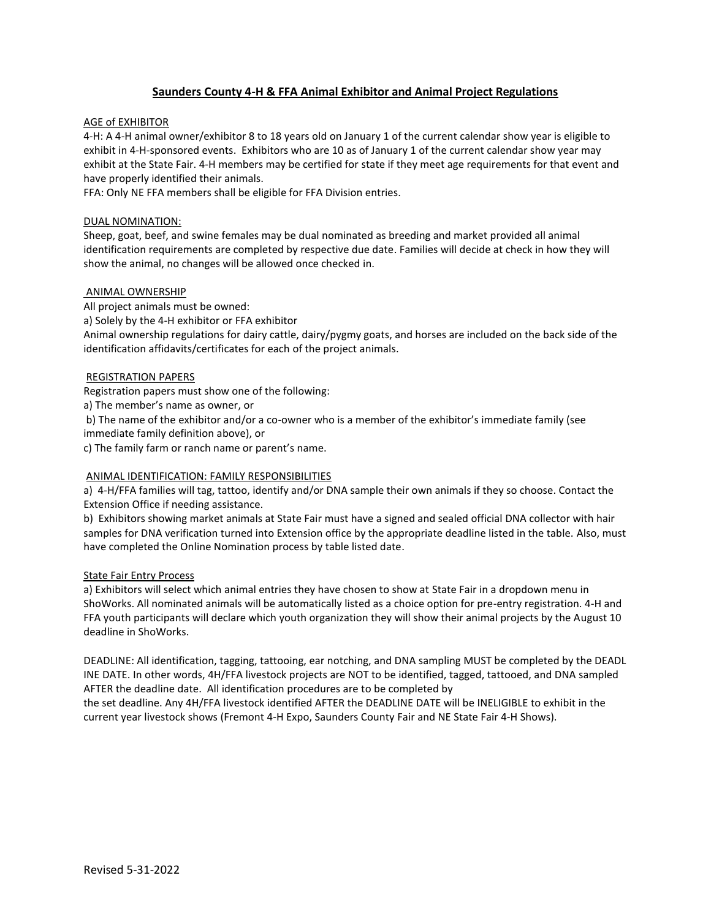# Saunders County 4-H & FFA Animal Exhibitor and Animal Project Regulations

AGE of EXHIBITOR

4-H: A 4-H animal owner/exhibitor 8 to 18 years old on January 1 of the current calendar show year is eligible to exhibit in 4-H-sponsored events. Exhibitors who are 10 as of January 1 of the current calendar show year may exhibit at the State Fair. 4-H members may be certified for state if they meet age requirements for that event and have properly identified their animals.

FFA: Only NE FFA members shall be eligible for FFA Division entries.

DUAL NOMINATION:

Sheep, goat, beef, and swine females may be dual nominated as breeding and market provided all animal identification requirements are completed by respective due date. Families will decide at check in how they will show the animal, no changes will be allowed once checked in.

ANIMAL OWNERSHIP

All project animals must be owned:

a) Solely by the 4-H exhibitor or FFA exhibitor

Animal ownership regulations for dairy cattle, dairy/pygmy goats, and horses are included on the back side of the identification affidavits/certificates for each of the project animals.

REGISTRATION PAPERS

Registration papers must show one of the following:

a) The member's name as owner, or

b) The name of the exhibitor and/or a co-owner who is a member of the exhibitor's immediate family (see immediate family definition above), or

c) The family farm or ranch name or parent's name.

ANIMAL IDENTIFICATION: FAMILY RESPONSIBILITIES

a) 4-H/FFA families will tag, tattoo, identify and/or DNA sample their own animals if they so choose. Contact the Extension Office if needing assistance.

b) Exhibitors showing market animals at State Fair must have a signed and sealed official DNA collector with hair samples for DNA verification turned into Extension office by the appropriate deadline listed in the table. Also, must have completed the Online Nomination process by table listed date.

State Fair Entry Process

a) Exhibitors will select which animal entries they have chosen to show at State Fair in a dropdown menu in ShoWorks. All nominated animals will be automatically listed as a choice option for pre-entry registration. 4-H and FFA youth participants will declare which youth organization they will show their animal projects by the August 10 deadline in ShoWorks.

DEADLINE: All identification, tagging, tattooing, ear notching, and DNA sampling MUST be completed by the DEADL INE DATE. In other words, 4H/FFA livestock projects are NOT to be identified, tagged, tattooed, and DNA sampled AFTER the deadline date. All identification procedures are to be completed by the set deadline. Any 4H/FFA livestock identified AFTER the DEADLINE DATE will be INELIGIBLE to exhibit in the current year livestock shows (Fremont 4-H Expo, Saunders County Fair and NE State Fair 4-H Shows).

Revised 5-31-2022